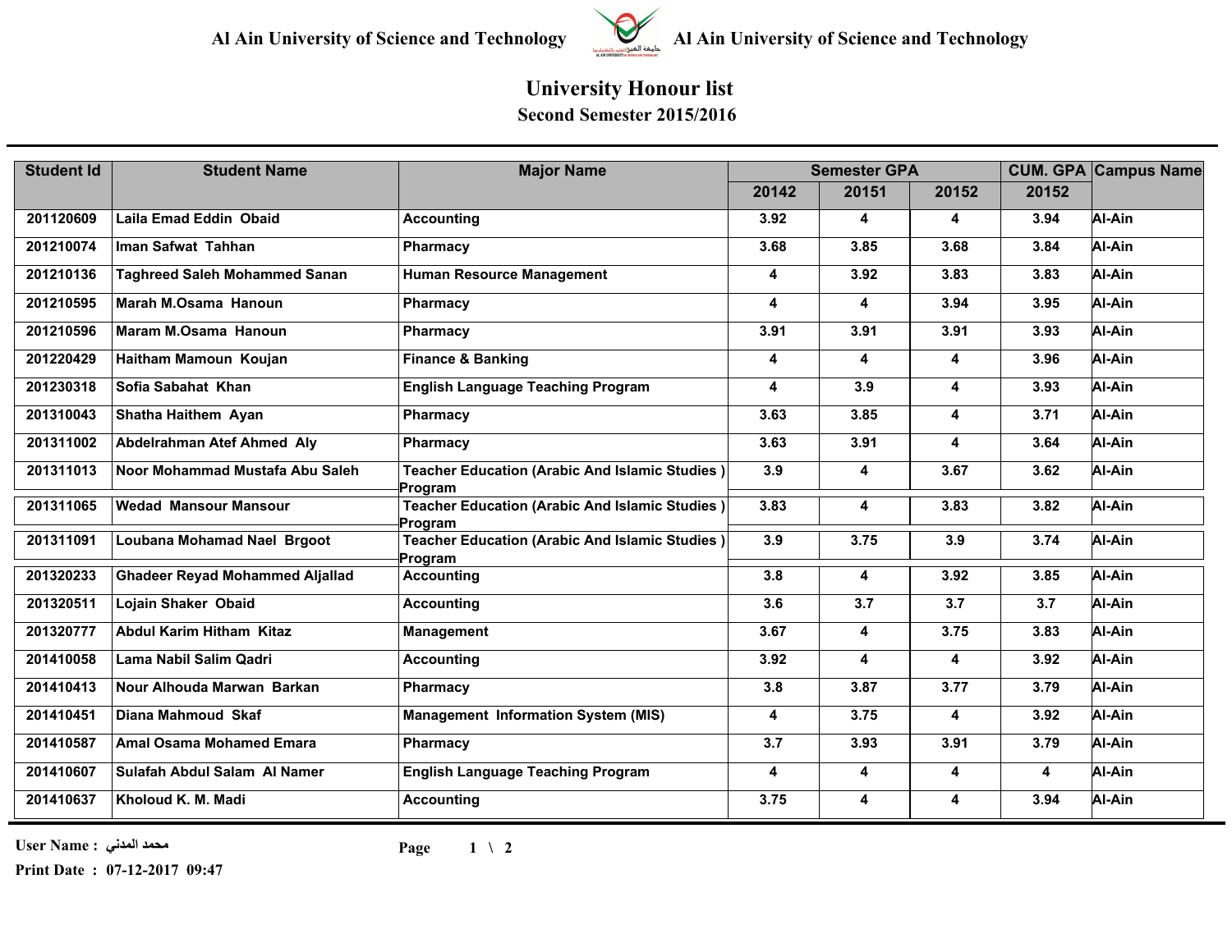Al Ain University of Science and Technology    Al Ain University of Science and Technology

# University Honour list

## Second Semester 2015/2016

| Student Id | Student Name | Major Name | Semester GPA | | | CUM. GPA | Campus Name |
|---|---|---|---|---|---|---|---|
| | | | 20142 | 20151 | 20152 | 20152 | |
| 201120609 | Laila Emad Eddin  Obaid | Accounting | 3.92 | 4 | 4 | 3.94 | Al-Ain |
| 201210074 | Iman Safwat  Tahhan | Pharmacy | 3.68 | 3.85 | 3.68 | 3.84 | Al-Ain |
| 201210136 | Taghreed Saleh Mohammed Sanan | Human Resource Management | 4 | 3.92 | 3.83 | 3.83 | Al-Ain |
| 201210595 | Marah M.Osama  Hanoun | Pharmacy | 4 | 4 | 3.94 | 3.95 | Al-Ain |
| 201210596 | Maram M.Osama  Hanoun | Pharmacy | 3.91 | 3.91 | 3.91 | 3.93 | Al-Ain |
| 201220429 | Haitham Mamoun  Koujan | Finance & Banking | 4 | 4 | 4 | 3.96 | Al-Ain |
| 201230318 | Sofia Sabahat  Khan | English Language Teaching Program | 4 | 3.9 | 4 | 3.93 | Al-Ain |
| 201310043 | Shatha Haithem  Ayan | Pharmacy | 3.63 | 3.85 | 4 | 3.71 | Al-Ain |
| 201311002 | Abdelrahman Atef Ahmed  Aly | Pharmacy | 3.63 | 3.91 | 4 | 3.64 | Al-Ain |
| 201311013 | Noor Mohammad Mustafa Abu Saleh | Teacher Education (Arabic And Islamic Studies ) Program | 3.9 | 4 | 3.67 | 3.62 | Al-Ain |
| 201311065 | Wedad  Mansour Mansour | Teacher Education (Arabic And Islamic Studies ) Program | 3.83 | 4 | 3.83 | 3.82 | Al-Ain |
| 201311091 | Loubana Mohamad Nael  Brgoot | Teacher Education (Arabic And Islamic Studies ) Program | 3.9 | 3.75 | 3.9 | 3.74 | Al-Ain |
| 201320233 | Ghadeer Reyad Mohammed Aljallad | Accounting | 3.8 | 4 | 3.92 | 3.85 | Al-Ain |
| 201320511 | Lojain Shaker  Obaid | Accounting | 3.6 | 3.7 | 3.7 | 3.7 | Al-Ain |
| 201320777 | Abdul Karim Hitham  Kitaz | Management | 3.67 | 4 | 3.75 | 3.83 | Al-Ain |
| 201410058 | Lama Nabil Salim Qadri | Accounting | 3.92 | 4 | 4 | 3.92 | Al-Ain |
| 201410413 | Nour Alhouda Marwan  Barkan | Pharmacy | 3.8 | 3.87 | 3.77 | 3.79 | Al-Ain |
| 201410451 | Diana Mahmoud  Skaf | Management  Information System (MIS) | 4 | 3.75 | 4 | 3.92 | Al-Ain |
| 201410587 | Amal Osama Mohamed Emara | Pharmacy | 3.7 | 3.93 | 3.91 | 3.79 | Al-Ain |
| 201410607 | Sulafah Abdul Salam  Al Namer | English Language Teaching Program | 4 | 4 | 4 | 4 | Al-Ain |
| 201410637 | Kholoud K. M. Madi | Accounting | 3.75 | 4 | 4 | 3.94 | Al-Ain |

User Name : محمد المدني

Print Date : 07-12-2017 09:47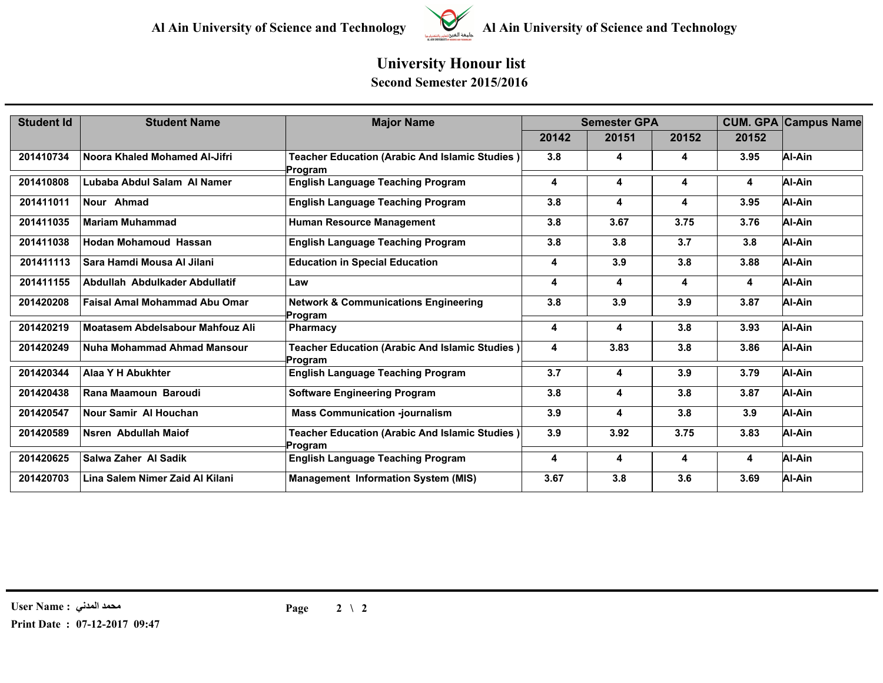# Al Ain University of Science and Technology

## University Honour list

### Second Semester 2015/2016

| Student Id | Student Name | Major Name | Semester GPA | | | CUM. GPA | Campus Name |
|---|---|---|---|---|---|---|---|
| | | | 20142 | 20151 | 20152 | 20152 | |
| 201410734 | Noora Khaled Mohamed Al-Jifri | Teacher Education (Arabic And Islamic Studies ) Program | 3.8 | 4 | 4 | 3.95 | Al-Ain |
| 201410808 | Lubaba Abdul Salam Al Namer | English Language Teaching Program | 4 | 4 | 4 | 4 | Al-Ain |
| 201411011 | Nour Ahmad | English Language Teaching Program | 3.8 | 4 | 4 | 3.95 | Al-Ain |
| 201411035 | Mariam Muhammad | Human Resource Management | 3.8 | 3.67 | 3.75 | 3.76 | Al-Ain |
| 201411038 | Hodan Mohamoud Hassan | English Language Teaching Program | 3.8 | 3.8 | 3.7 | 3.8 | Al-Ain |
| 201411113 | Sara Hamdi Mousa Al Jilani | Education in Special Education | 4 | 3.9 | 3.8 | 3.88 | Al-Ain |
| 201411155 | Abdullah Abdulkader Abdullatif | Law | 4 | 4 | 4 | 4 | Al-Ain |
| 201420208 | Faisal Amal Mohammad Abu Omar | Network & Communications Engineering Program | 3.8 | 3.9 | 3.9 | 3.87 | Al-Ain |
| 201420219 | Moatasem Abdelsabour Mahfouz Ali | Pharmacy | 4 | 4 | 3.8 | 3.93 | Al-Ain |
| 201420249 | Nuha Mohammad Ahmad Mansour | Teacher Education (Arabic And Islamic Studies ) Program | 4 | 3.83 | 3.8 | 3.86 | Al-Ain |
| 201420344 | Alaa Y H Abukhter | English Language Teaching Program | 3.7 | 4 | 3.9 | 3.79 | Al-Ain |
| 201420438 | Rana Maamoun Baroudi | Software Engineering Program | 3.8 | 4 | 3.8 | 3.87 | Al-Ain |
| 201420547 | Nour Samir Al Houchan | Mass Communication -journalism | 3.9 | 4 | 3.8 | 3.9 | Al-Ain |
| 201420589 | Nsren Abdullah Maiof | Teacher Education (Arabic And Islamic Studies ) Program | 3.9 | 3.92 | 3.75 | 3.83 | Al-Ain |
| 201420625 | Salwa Zaher Al Sadik | English Language Teaching Program | 4 | 4 | 4 | 4 | Al-Ain |
| 201420703 | Lina Salem Nimer Zaid Al Kilani | Management Information System (MIS) | 3.67 | 3.8 | 3.6 | 3.69 | Al-Ain |

User Name : محمد المدني

Print Date : 07-12-2017 09:47